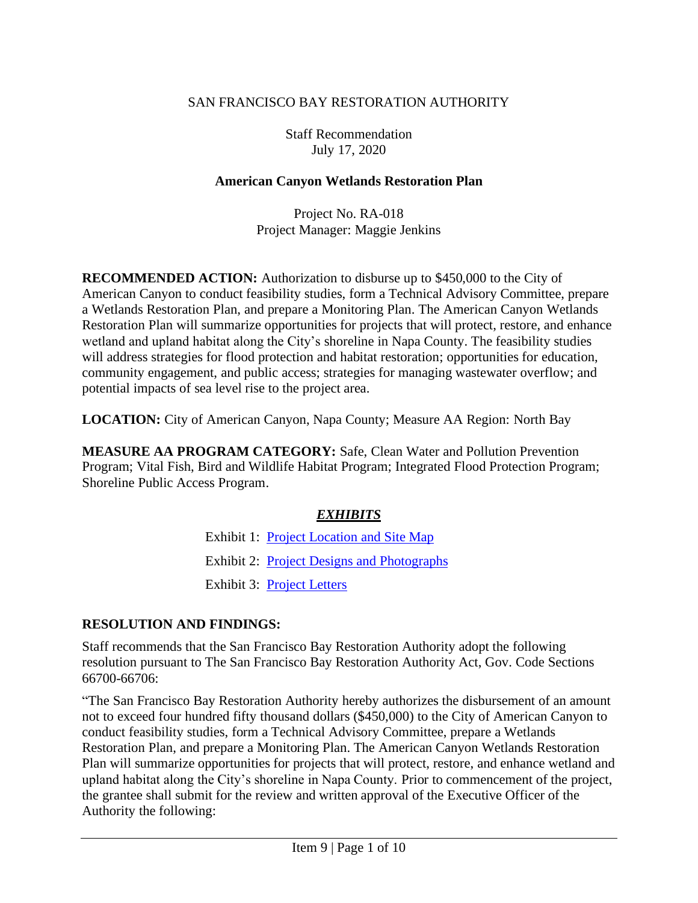SAN FRANCISCO BAY RESTORATION AUTHORITY

Staff Recommendation
July 17, 2020

**American Canyon Wetlands Restoration Plan**

Project No. RA-018
Project Manager: Maggie Jenkins

**RECOMMENDED ACTION:** Authorization to disburse up to $450,000 to the City of American Canyon to conduct feasibility studies, form a Technical Advisory Committee, prepare a Wetlands Restoration Plan, and prepare a Monitoring Plan. The American Canyon Wetlands Restoration Plan will summarize opportunities for projects that will protect, restore, and enhance wetland and upland habitat along the City's shoreline in Napa County. The feasibility studies will address strategies for flood protection and habitat restoration; opportunities for education, community engagement, and public access; strategies for managing wastewater overflow; and potential impacts of sea level rise to the project area.

**LOCATION:** City of American Canyon, Napa County; Measure AA Region: North Bay

**MEASURE AA PROGRAM CATEGORY:** Safe, Clean Water and Pollution Prevention Program; Vital Fish, Bird and Wildlife Habitat Program; Integrated Flood Protection Program; Shoreline Public Access Program.

***EXHIBITS***

Exhibit 1: Project Location and Site Map

Exhibit 2: Project Designs and Photographs

Exhibit 3: Project Letters

## RESOLUTION AND FINDINGS:

Staff recommends that the San Francisco Bay Restoration Authority adopt the following resolution pursuant to The San Francisco Bay Restoration Authority Act, Gov. Code Sections 66700-66706:

"The San Francisco Bay Restoration Authority hereby authorizes the disbursement of an amount not to exceed four hundred fifty thousand dollars ($450,000) to the City of American Canyon to conduct feasibility studies, form a Technical Advisory Committee, prepare a Wetlands Restoration Plan, and prepare a Monitoring Plan. The American Canyon Wetlands Restoration Plan will summarize opportunities for projects that will protect, restore, and enhance wetland and upland habitat along the City's shoreline in Napa County. Prior to commencement of the project, the grantee shall submit for the review and written approval of the Executive Officer of the Authority the following: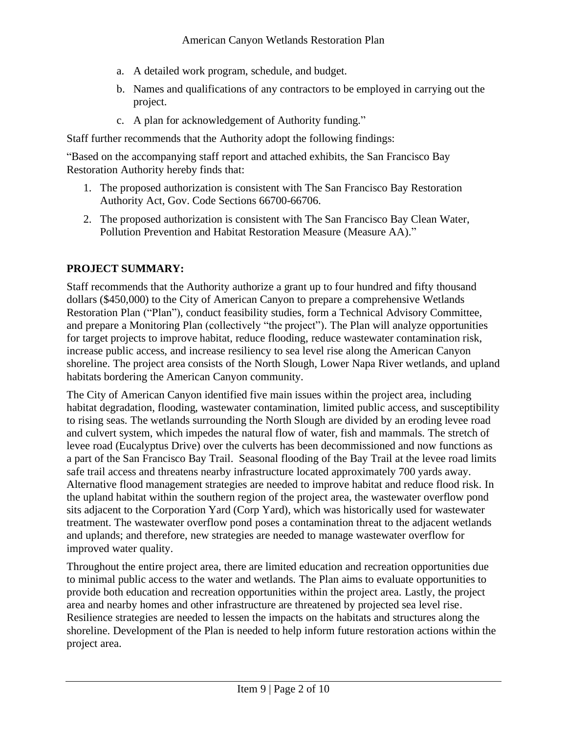a. A detailed work program, schedule, and budget.

b. Names and qualifications of any contractors to be employed in carrying out the project.

c. A plan for acknowledgement of Authority funding."

Staff further recommends that the Authority adopt the following findings:

"Based on the accompanying staff report and attached exhibits, the San Francisco Bay Restoration Authority hereby finds that:

1. The proposed authorization is consistent with The San Francisco Bay Restoration Authority Act, Gov. Code Sections 66700-66706.
2. The proposed authorization is consistent with The San Francisco Bay Clean Water, Pollution Prevention and Habitat Restoration Measure (Measure AA)."

## PROJECT SUMMARY:

Staff recommends that the Authority authorize a grant up to four hundred and fifty thousand dollars ($450,000) to the City of American Canyon to prepare a comprehensive Wetlands Restoration Plan ("Plan"), conduct feasibility studies, form a Technical Advisory Committee, and prepare a Monitoring Plan (collectively "the project"). The Plan will analyze opportunities for target projects to improve habitat, reduce flooding, reduce wastewater contamination risk, increase public access, and increase resiliency to sea level rise along the American Canyon shoreline. The project area consists of the North Slough, Lower Napa River wetlands, and upland habitats bordering the American Canyon community.

The City of American Canyon identified five main issues within the project area, including habitat degradation, flooding, wastewater contamination, limited public access, and susceptibility to rising seas. The wetlands surrounding the North Slough are divided by an eroding levee road and culvert system, which impedes the natural flow of water, fish and mammals. The stretch of levee road (Eucalyptus Drive) over the culverts has been decommissioned and now functions as a part of the San Francisco Bay Trail. Seasonal flooding of the Bay Trail at the levee road limits safe trail access and threatens nearby infrastructure located approximately 700 yards away. Alternative flood management strategies are needed to improve habitat and reduce flood risk. In the upland habitat within the southern region of the project area, the wastewater overflow pond sits adjacent to the Corporation Yard (Corp Yard), which was historically used for wastewater treatment. The wastewater overflow pond poses a contamination threat to the adjacent wetlands and uplands; and therefore, new strategies are needed to manage wastewater overflow for improved water quality.

Throughout the entire project area, there are limited education and recreation opportunities due to minimal public access to the water and wetlands. The Plan aims to evaluate opportunities to provide both education and recreation opportunities within the project area. Lastly, the project area and nearby homes and other infrastructure are threatened by projected sea level rise. Resilience strategies are needed to lessen the impacts on the habitats and structures along the shoreline. Development of the Plan is needed to help inform future restoration actions within the project area.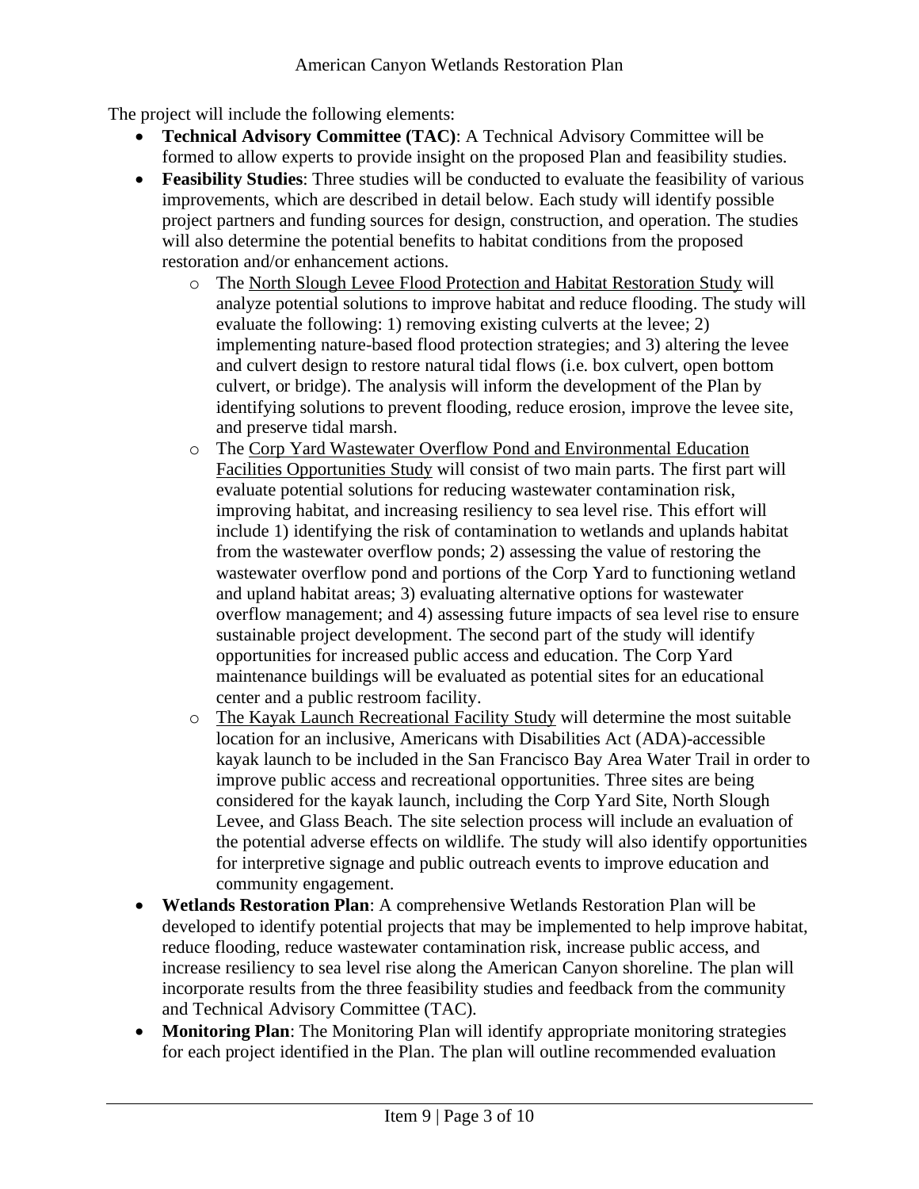The project will include the following elements:

- **Technical Advisory Committee (TAC)**: A Technical Advisory Committee will be formed to allow experts to provide insight on the proposed Plan and feasibility studies.
- **Feasibility Studies**: Three studies will be conducted to evaluate the feasibility of various improvements, which are described in detail below. Each study will identify possible project partners and funding sources for design, construction, and operation. The studies will also determine the potential benefits to habitat conditions from the proposed restoration and/or enhancement actions.
    - The North Slough Levee Flood Protection and Habitat Restoration Study will analyze potential solutions to improve habitat and reduce flooding. The study will evaluate the following: 1) removing existing culverts at the levee; 2) implementing nature-based flood protection strategies; and 3) altering the levee and culvert design to restore natural tidal flows (i.e. box culvert, open bottom culvert, or bridge). The analysis will inform the development of the Plan by identifying solutions to prevent flooding, reduce erosion, improve the levee site, and preserve tidal marsh.
    - The Corp Yard Wastewater Overflow Pond and Environmental Education Facilities Opportunities Study will consist of two main parts. The first part will evaluate potential solutions for reducing wastewater contamination risk, improving habitat, and increasing resiliency to sea level rise. This effort will include 1) identifying the risk of contamination to wetlands and uplands habitat from the wastewater overflow ponds; 2) assessing the value of restoring the wastewater overflow pond and portions of the Corp Yard to functioning wetland and upland habitat areas; 3) evaluating alternative options for wastewater overflow management; and 4) assessing future impacts of sea level rise to ensure sustainable project development. The second part of the study will identify opportunities for increased public access and education. The Corp Yard maintenance buildings will be evaluated as potential sites for an educational center and a public restroom facility.
    - The Kayak Launch Recreational Facility Study will determine the most suitable location for an inclusive, Americans with Disabilities Act (ADA)-accessible kayak launch to be included in the San Francisco Bay Area Water Trail in order to improve public access and recreational opportunities. Three sites are being considered for the kayak launch, including the Corp Yard Site, North Slough Levee, and Glass Beach. The site selection process will include an evaluation of the potential adverse effects on wildlife. The study will also identify opportunities for interpretive signage and public outreach events to improve education and community engagement.
- **Wetlands Restoration Plan**: A comprehensive Wetlands Restoration Plan will be developed to identify potential projects that may be implemented to help improve habitat, reduce flooding, reduce wastewater contamination risk, increase public access, and increase resiliency to sea level rise along the American Canyon shoreline. The plan will incorporate results from the three feasibility studies and feedback from the community and Technical Advisory Committee (TAC).
- **Monitoring Plan**: The Monitoring Plan will identify appropriate monitoring strategies for each project identified in the Plan. The plan will outline recommended evaluation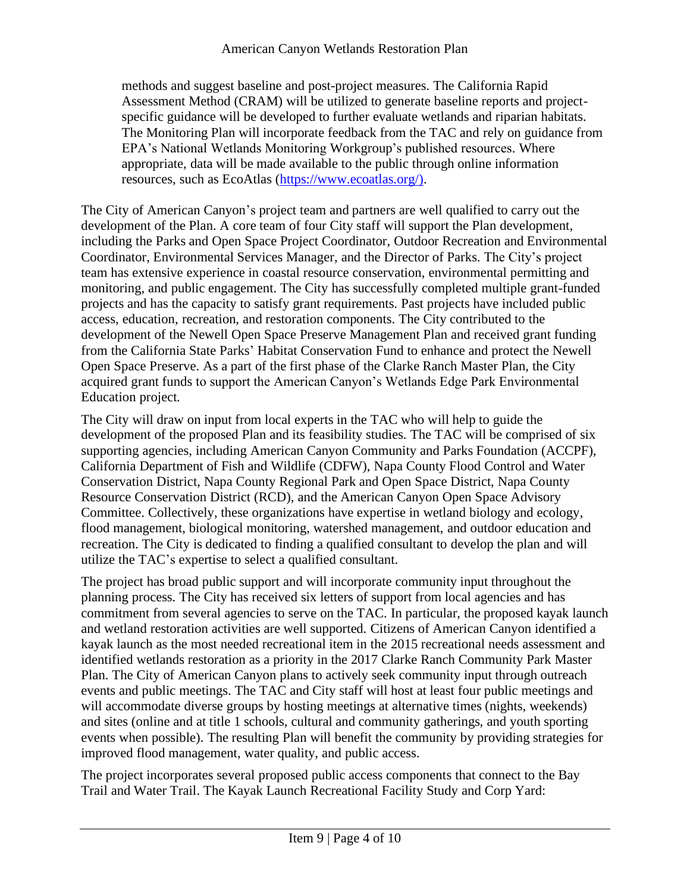methods and suggest baseline and post-project measures. The California Rapid Assessment Method (CRAM) will be utilized to generate baseline reports and project-specific guidance will be developed to further evaluate wetlands and riparian habitats. The Monitoring Plan will incorporate feedback from the TAC and rely on guidance from EPA's National Wetlands Monitoring Workgroup's published resources. Where appropriate, data will be made available to the public through online information resources, such as EcoAtlas (https://www.ecoatlas.org/).

The City of American Canyon's project team and partners are well qualified to carry out the development of the Plan. A core team of four City staff will support the Plan development, including the Parks and Open Space Project Coordinator, Outdoor Recreation and Environmental Coordinator, Environmental Services Manager, and the Director of Parks. The City's project team has extensive experience in coastal resource conservation, environmental permitting and monitoring, and public engagement. The City has successfully completed multiple grant-funded projects and has the capacity to satisfy grant requirements. Past projects have included public access, education, recreation, and restoration components. The City contributed to the development of the Newell Open Space Preserve Management Plan and received grant funding from the California State Parks' Habitat Conservation Fund to enhance and protect the Newell Open Space Preserve. As a part of the first phase of the Clarke Ranch Master Plan, the City acquired grant funds to support the American Canyon's Wetlands Edge Park Environmental Education project.

The City will draw on input from local experts in the TAC who will help to guide the development of the proposed Plan and its feasibility studies. The TAC will be comprised of six supporting agencies, including American Canyon Community and Parks Foundation (ACCPF), California Department of Fish and Wildlife (CDFW), Napa County Flood Control and Water Conservation District, Napa County Regional Park and Open Space District, Napa County Resource Conservation District (RCD), and the American Canyon Open Space Advisory Committee. Collectively, these organizations have expertise in wetland biology and ecology, flood management, biological monitoring, watershed management, and outdoor education and recreation. The City is dedicated to finding a qualified consultant to develop the plan and will utilize the TAC's expertise to select a qualified consultant.

The project has broad public support and will incorporate community input throughout the planning process. The City has received six letters of support from local agencies and has commitment from several agencies to serve on the TAC. In particular, the proposed kayak launch and wetland restoration activities are well supported. Citizens of American Canyon identified a kayak launch as the most needed recreational item in the 2015 recreational needs assessment and identified wetlands restoration as a priority in the 2017 Clarke Ranch Community Park Master Plan. The City of American Canyon plans to actively seek community input through outreach events and public meetings. The TAC and City staff will host at least four public meetings and will accommodate diverse groups by hosting meetings at alternative times (nights, weekends) and sites (online and at title 1 schools, cultural and community gatherings, and youth sporting events when possible). The resulting Plan will benefit the community by providing strategies for improved flood management, water quality, and public access.

The project incorporates several proposed public access components that connect to the Bay Trail and Water Trail. The Kayak Launch Recreational Facility Study and Corp Yard: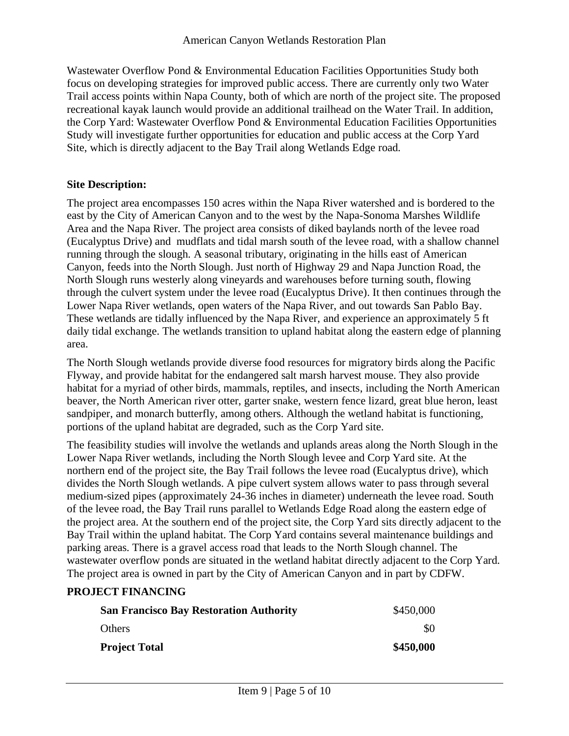Wastewater Overflow Pond & Environmental Education Facilities Opportunities Study both focus on developing strategies for improved public access. There are currently only two Water Trail access points within Napa County, both of which are north of the project site. The proposed recreational kayak launch would provide an additional trailhead on the Water Trail. In addition, the Corp Yard: Wastewater Overflow Pond & Environmental Education Facilities Opportunities Study will investigate further opportunities for education and public access at the Corp Yard Site, which is directly adjacent to the Bay Trail along Wetlands Edge road.

**Site Description:**

The project area encompasses 150 acres within the Napa River watershed and is bordered to the east by the City of American Canyon and to the west by the Napa-Sonoma Marshes Wildlife Area and the Napa River. The project area consists of diked baylands north of the levee road (Eucalyptus Drive) and mudflats and tidal marsh south of the levee road, with a shallow channel running through the slough. A seasonal tributary, originating in the hills east of American Canyon, feeds into the North Slough. Just north of Highway 29 and Napa Junction Road, the North Slough runs westerly along vineyards and warehouses before turning south, flowing through the culvert system under the levee road (Eucalyptus Drive). It then continues through the Lower Napa River wetlands, open waters of the Napa River, and out towards San Pablo Bay. These wetlands are tidally influenced by the Napa River, and experience an approximately 5 ft daily tidal exchange. The wetlands transition to upland habitat along the eastern edge of planning area.

The North Slough wetlands provide diverse food resources for migratory birds along the Pacific Flyway, and provide habitat for the endangered salt marsh harvest mouse. They also provide habitat for a myriad of other birds, mammals, reptiles, and insects, including the North American beaver, the North American river otter, garter snake, western fence lizard, great blue heron, least sandpiper, and monarch butterfly, among others. Although the wetland habitat is functioning, portions of the upland habitat are degraded, such as the Corp Yard site.

The feasibility studies will involve the wetlands and uplands areas along the North Slough in the Lower Napa River wetlands, including the North Slough levee and Corp Yard site. At the northern end of the project site, the Bay Trail follows the levee road (Eucalyptus drive), which divides the North Slough wetlands. A pipe culvert system allows water to pass through several medium-sized pipes (approximately 24-36 inches in diameter) underneath the levee road. South of the levee road, the Bay Trail runs parallel to Wetlands Edge Road along the eastern edge of the project area. At the southern end of the project site, the Corp Yard sits directly adjacent to the Bay Trail within the upland habitat. The Corp Yard contains several maintenance buildings and parking areas. There is a gravel access road that leads to the North Slough channel. The wastewater overflow ponds are situated in the wetland habitat directly adjacent to the Corp Yard. The project area is owned in part by the City of American Canyon and in part by CDFW.

**PROJECT FINANCING**

| | |
|---|---:|
| **San Francisco Bay Restoration Authority** | $450,000 |
| Others | $0 |
| **Project Total** | **$450,000** |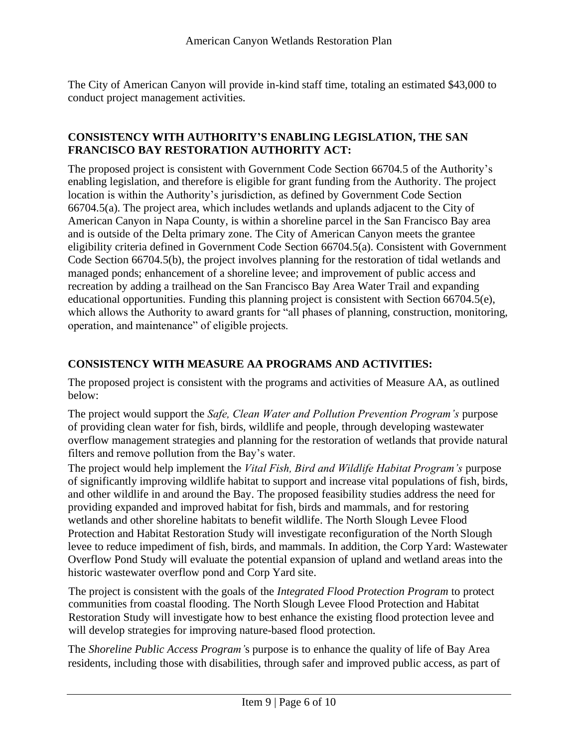The City of American Canyon will provide in-kind staff time, totaling an estimated $43,000 to conduct project management activities.

## CONSISTENCY WITH AUTHORITY'S ENABLING LEGISLATION, THE SAN FRANCISCO BAY RESTORATION AUTHORITY ACT:

The proposed project is consistent with Government Code Section 66704.5 of the Authority's enabling legislation, and therefore is eligible for grant funding from the Authority. The project location is within the Authority's jurisdiction, as defined by Government Code Section 66704.5(a). The project area, which includes wetlands and uplands adjacent to the City of American Canyon in Napa County, is within a shoreline parcel in the San Francisco Bay area and is outside of the Delta primary zone. The City of American Canyon meets the grantee eligibility criteria defined in Government Code Section 66704.5(a). Consistent with Government Code Section 66704.5(b), the project involves planning for the restoration of tidal wetlands and managed ponds; enhancement of a shoreline levee; and improvement of public access and recreation by adding a trailhead on the San Francisco Bay Area Water Trail and expanding educational opportunities. Funding this planning project is consistent with Section 66704.5(e), which allows the Authority to award grants for "all phases of planning, construction, monitoring, operation, and maintenance" of eligible projects.

## CONSISTENCY WITH MEASURE AA PROGRAMS AND ACTIVITIES:

The proposed project is consistent with the programs and activities of Measure AA, as outlined below:

The project would support the *Safe, Clean Water and Pollution Prevention Program's* purpose of providing clean water for fish, birds, wildlife and people, through developing wastewater overflow management strategies and planning for the restoration of wetlands that provide natural filters and remove pollution from the Bay's water.

The project would help implement the *Vital Fish, Bird and Wildlife Habitat Program's* purpose of significantly improving wildlife habitat to support and increase vital populations of fish, birds, and other wildlife in and around the Bay. The proposed feasibility studies address the need for providing expanded and improved habitat for fish, birds and mammals, and for restoring wetlands and other shoreline habitats to benefit wildlife. The North Slough Levee Flood Protection and Habitat Restoration Study will investigate reconfiguration of the North Slough levee to reduce impediment of fish, birds, and mammals. In addition, the Corp Yard: Wastewater Overflow Pond Study will evaluate the potential expansion of upland and wetland areas into the historic wastewater overflow pond and Corp Yard site.

The project is consistent with the goals of the *Integrated Flood Protection Program* to protect communities from coastal flooding. The North Slough Levee Flood Protection and Habitat Restoration Study will investigate how to best enhance the existing flood protection levee and will develop strategies for improving nature-based flood protection.

The *Shoreline Public Access Program's* purpose is to enhance the quality of life of Bay Area residents, including those with disabilities, through safer and improved public access, as part of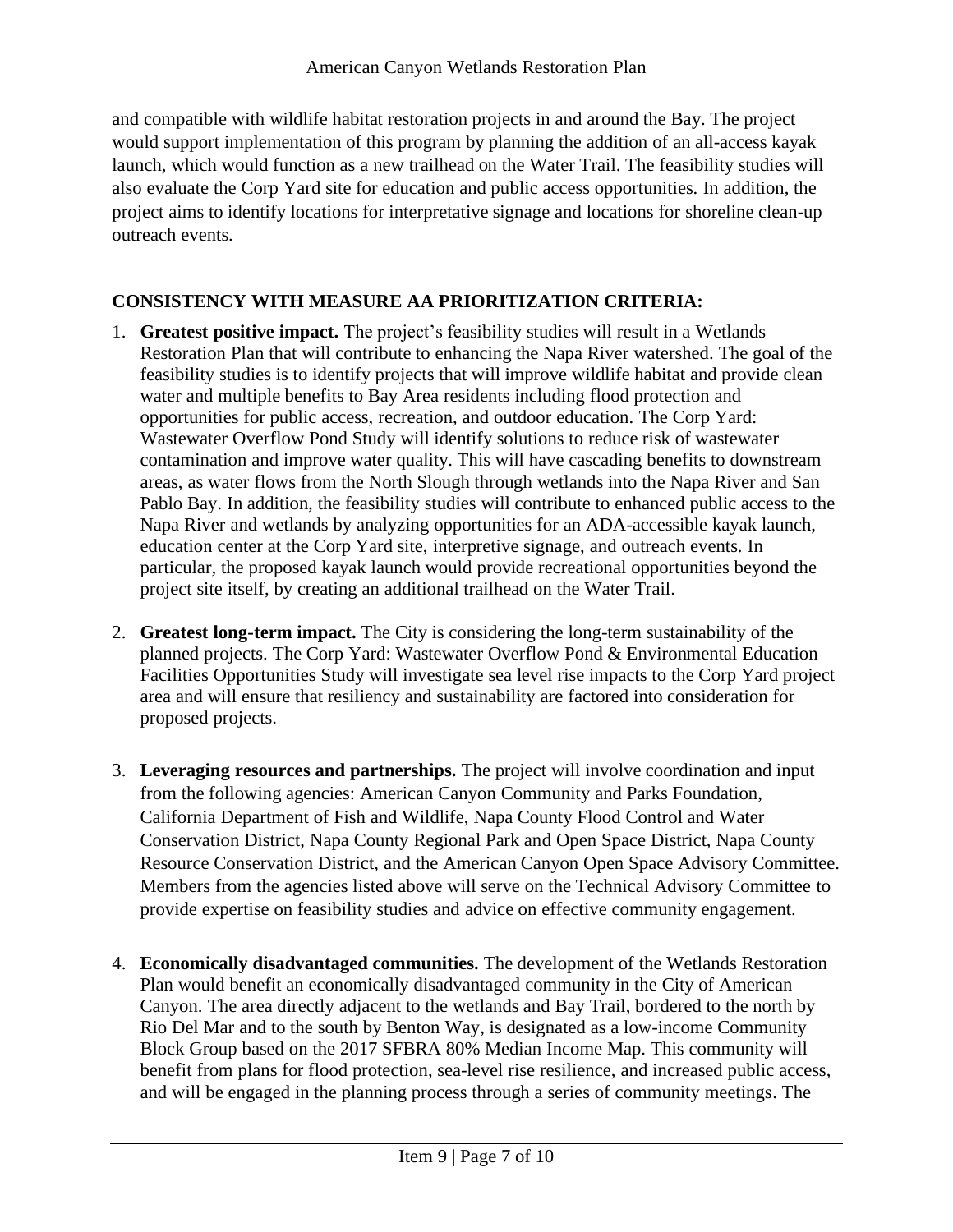and compatible with wildlife habitat restoration projects in and around the Bay. The project would support implementation of this program by planning the addition of an all-access kayak launch, which would function as a new trailhead on the Water Trail. The feasibility studies will also evaluate the Corp Yard site for education and public access opportunities. In addition, the project aims to identify locations for interpretative signage and locations for shoreline clean-up outreach events.

## CONSISTENCY WITH MEASURE AA PRIORITIZATION CRITERIA:

1. **Greatest positive impact.** The project's feasibility studies will result in a Wetlands Restoration Plan that will contribute to enhancing the Napa River watershed. The goal of the feasibility studies is to identify projects that will improve wildlife habitat and provide clean water and multiple benefits to Bay Area residents including flood protection and opportunities for public access, recreation, and outdoor education. The Corp Yard: Wastewater Overflow Pond Study will identify solutions to reduce risk of wastewater contamination and improve water quality. This will have cascading benefits to downstream areas, as water flows from the North Slough through wetlands into the Napa River and San Pablo Bay. In addition, the feasibility studies will contribute to enhanced public access to the Napa River and wetlands by analyzing opportunities for an ADA-accessible kayak launch, education center at the Corp Yard site, interpretive signage, and outreach events. In particular, the proposed kayak launch would provide recreational opportunities beyond the project site itself, by creating an additional trailhead on the Water Trail.

2. **Greatest long-term impact.** The City is considering the long-term sustainability of the planned projects. The Corp Yard: Wastewater Overflow Pond & Environmental Education Facilities Opportunities Study will investigate sea level rise impacts to the Corp Yard project area and will ensure that resiliency and sustainability are factored into consideration for proposed projects.

3. **Leveraging resources and partnerships.** The project will involve coordination and input from the following agencies: American Canyon Community and Parks Foundation, California Department of Fish and Wildlife, Napa County Flood Control and Water Conservation District, Napa County Regional Park and Open Space District, Napa County Resource Conservation District, and the American Canyon Open Space Advisory Committee. Members from the agencies listed above will serve on the Technical Advisory Committee to provide expertise on feasibility studies and advice on effective community engagement.

4. **Economically disadvantaged communities.** The development of the Wetlands Restoration Plan would benefit an economically disadvantaged community in the City of American Canyon. The area directly adjacent to the wetlands and Bay Trail, bordered to the north by Rio Del Mar and to the south by Benton Way, is designated as a low-income Community Block Group based on the 2017 SFBRA 80% Median Income Map. This community will benefit from plans for flood protection, sea-level rise resilience, and increased public access, and will be engaged in the planning process through a series of community meetings. The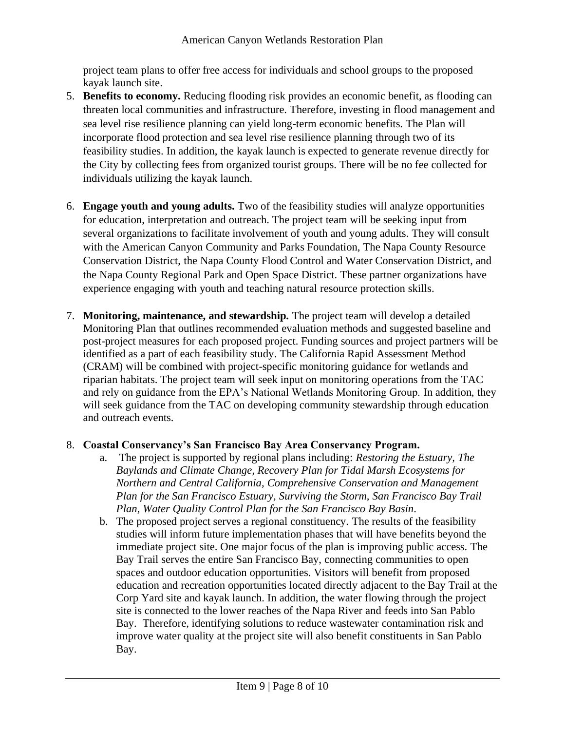project team plans to offer free access for individuals and school groups to the proposed kayak launch site.

5. **Benefits to economy.** Reducing flooding risk provides an economic benefit, as flooding can threaten local communities and infrastructure. Therefore, investing in flood management and sea level rise resilience planning can yield long-term economic benefits. The Plan will incorporate flood protection and sea level rise resilience planning through two of its feasibility studies. In addition, the kayak launch is expected to generate revenue directly for the City by collecting fees from organized tourist groups. There will be no fee collected for individuals utilizing the kayak launch.

6. **Engage youth and young adults.** Two of the feasibility studies will analyze opportunities for education, interpretation and outreach. The project team will be seeking input from several organizations to facilitate involvement of youth and young adults. They will consult with the American Canyon Community and Parks Foundation, The Napa County Resource Conservation District, the Napa County Flood Control and Water Conservation District, and the Napa County Regional Park and Open Space District. These partner organizations have experience engaging with youth and teaching natural resource protection skills.

7. **Monitoring, maintenance, and stewardship.** The project team will develop a detailed Monitoring Plan that outlines recommended evaluation methods and suggested baseline and post-project measures for each proposed project. Funding sources and project partners will be identified as a part of each feasibility study. The California Rapid Assessment Method (CRAM) will be combined with project-specific monitoring guidance for wetlands and riparian habitats. The project team will seek input on monitoring operations from the TAC and rely on guidance from the EPA's National Wetlands Monitoring Group. In addition, they will seek guidance from the TAC on developing community stewardship through education and outreach events.

8. **Coastal Conservancy's San Francisco Bay Area Conservancy Program.**
   a. The project is supported by regional plans including: *Restoring the Estuary, The Baylands and Climate Change, Recovery Plan for Tidal Marsh Ecosystems for Northern and Central California, Comprehensive Conservation and Management Plan for the San Francisco Estuary, Surviving the Storm, San Francisco Bay Trail Plan, Water Quality Control Plan for the San Francisco Bay Basin*.
   b. The proposed project serves a regional constituency. The results of the feasibility studies will inform future implementation phases that will have benefits beyond the immediate project site. One major focus of the plan is improving public access. The Bay Trail serves the entire San Francisco Bay, connecting communities to open spaces and outdoor education opportunities. Visitors will benefit from proposed education and recreation opportunities located directly adjacent to the Bay Trail at the Corp Yard site and kayak launch. In addition, the water flowing through the project site is connected to the lower reaches of the Napa River and feeds into San Pablo Bay. Therefore, identifying solutions to reduce wastewater contamination risk and improve water quality at the project site will also benefit constituents in San Pablo Bay.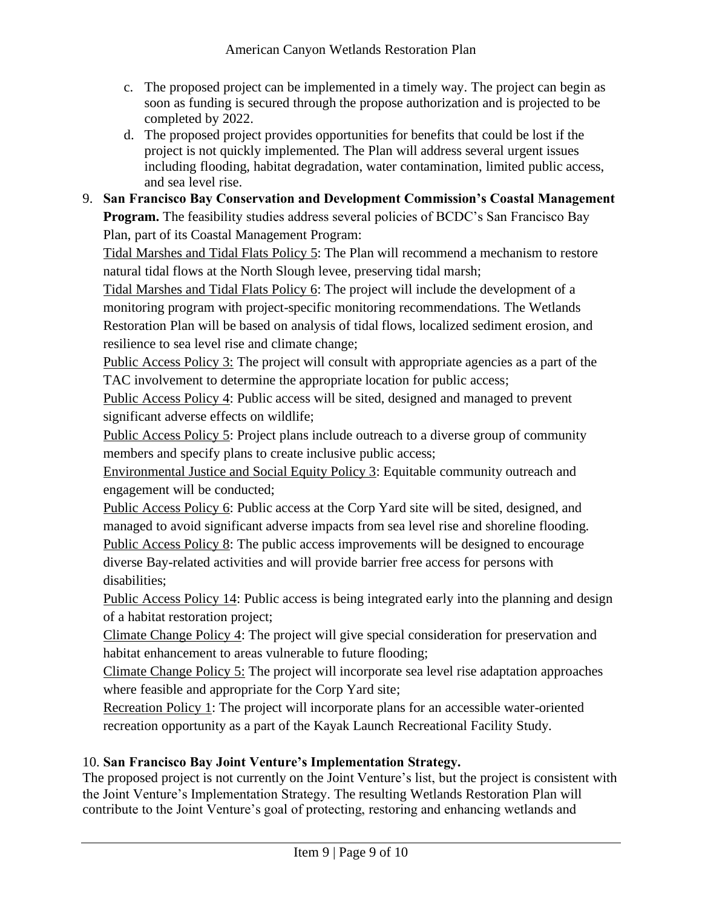c. The proposed project can be implemented in a timely way. The project can begin as soon as funding is secured through the propose authorization and is projected to be completed by 2022.

d. The proposed project provides opportunities for benefits that could be lost if the project is not quickly implemented. The Plan will address several urgent issues including flooding, habitat degradation, water contamination, limited public access, and sea level rise.

9. **San Francisco Bay Conservation and Development Commission's Coastal Management Program.** The feasibility studies address several policies of BCDC's San Francisco Bay Plan, part of its Coastal Management Program:

   Tidal Marshes and Tidal Flats Policy 5: The Plan will recommend a mechanism to restore natural tidal flows at the North Slough levee, preserving tidal marsh;

   Tidal Marshes and Tidal Flats Policy 6: The project will include the development of a monitoring program with project-specific monitoring recommendations. The Wetlands Restoration Plan will be based on analysis of tidal flows, localized sediment erosion, and resilience to sea level rise and climate change;

   Public Access Policy 3: The project will consult with appropriate agencies as a part of the TAC involvement to determine the appropriate location for public access;

   Public Access Policy 4: Public access will be sited, designed and managed to prevent significant adverse effects on wildlife;

   Public Access Policy 5: Project plans include outreach to a diverse group of community members and specify plans to create inclusive public access;

   Environmental Justice and Social Equity Policy 3: Equitable community outreach and engagement will be conducted;

   Public Access Policy 6: Public access at the Corp Yard site will be sited, designed, and managed to avoid significant adverse impacts from sea level rise and shoreline flooding.

   Public Access Policy 8: The public access improvements will be designed to encourage diverse Bay-related activities and will provide barrier free access for persons with disabilities;

   Public Access Policy 14: Public access is being integrated early into the planning and design of a habitat restoration project;

   Climate Change Policy 4: The project will give special consideration for preservation and habitat enhancement to areas vulnerable to future flooding;

   Climate Change Policy 5: The project will incorporate sea level rise adaptation approaches where feasible and appropriate for the Corp Yard site;

   Recreation Policy 1: The project will incorporate plans for an accessible water-oriented recreation opportunity as a part of the Kayak Launch Recreational Facility Study.

10. **San Francisco Bay Joint Venture's Implementation Strategy.**

The proposed project is not currently on the Joint Venture's list, but the project is consistent with the Joint Venture's Implementation Strategy. The resulting Wetlands Restoration Plan will contribute to the Joint Venture's goal of protecting, restoring and enhancing wetlands and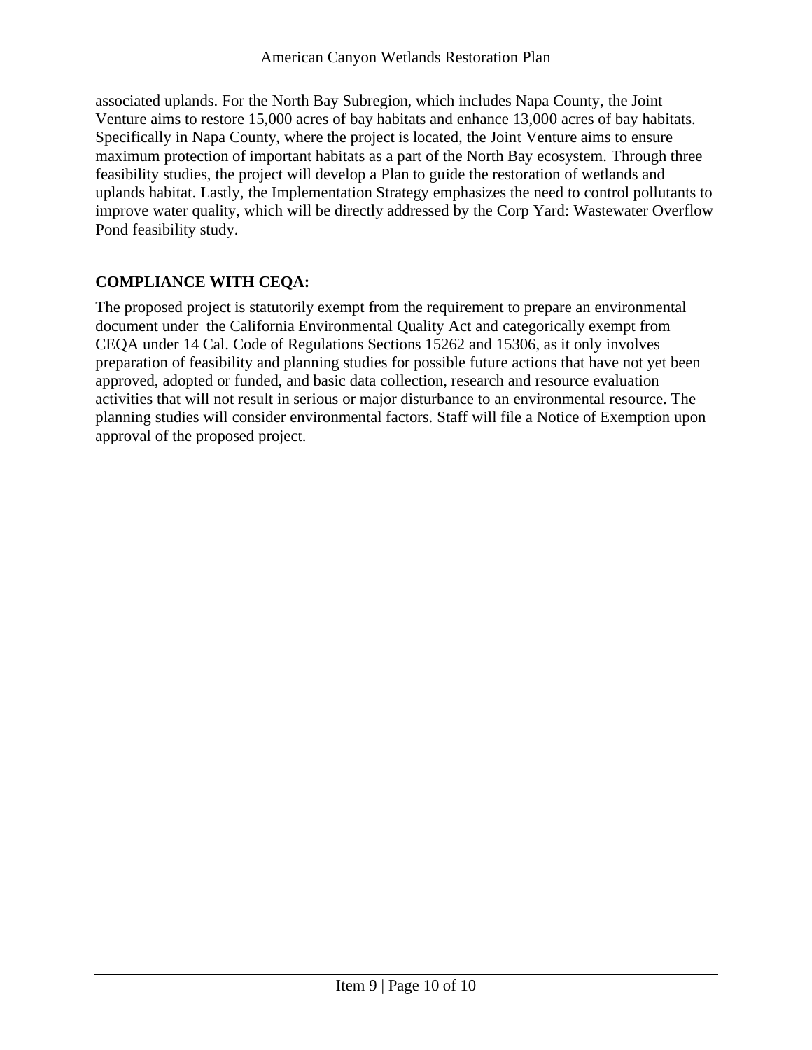associated uplands. For the North Bay Subregion, which includes Napa County, the Joint Venture aims to restore 15,000 acres of bay habitats and enhance 13,000 acres of bay habitats. Specifically in Napa County, where the project is located, the Joint Venture aims to ensure maximum protection of important habitats as a part of the North Bay ecosystem. Through three feasibility studies, the project will develop a Plan to guide the restoration of wetlands and uplands habitat. Lastly, the Implementation Strategy emphasizes the need to control pollutants to improve water quality, which will be directly addressed by the Corp Yard: Wastewater Overflow Pond feasibility study.

**COMPLIANCE WITH CEQA:**

The proposed project is statutorily exempt from the requirement to prepare an environmental document under the California Environmental Quality Act and categorically exempt from CEQA under 14 Cal. Code of Regulations Sections 15262 and 15306, as it only involves preparation of feasibility and planning studies for possible future actions that have not yet been approved, adopted or funded, and basic data collection, research and resource evaluation activities that will not result in serious or major disturbance to an environmental resource. The planning studies will consider environmental factors. Staff will file a Notice of Exemption upon approval of the proposed project.